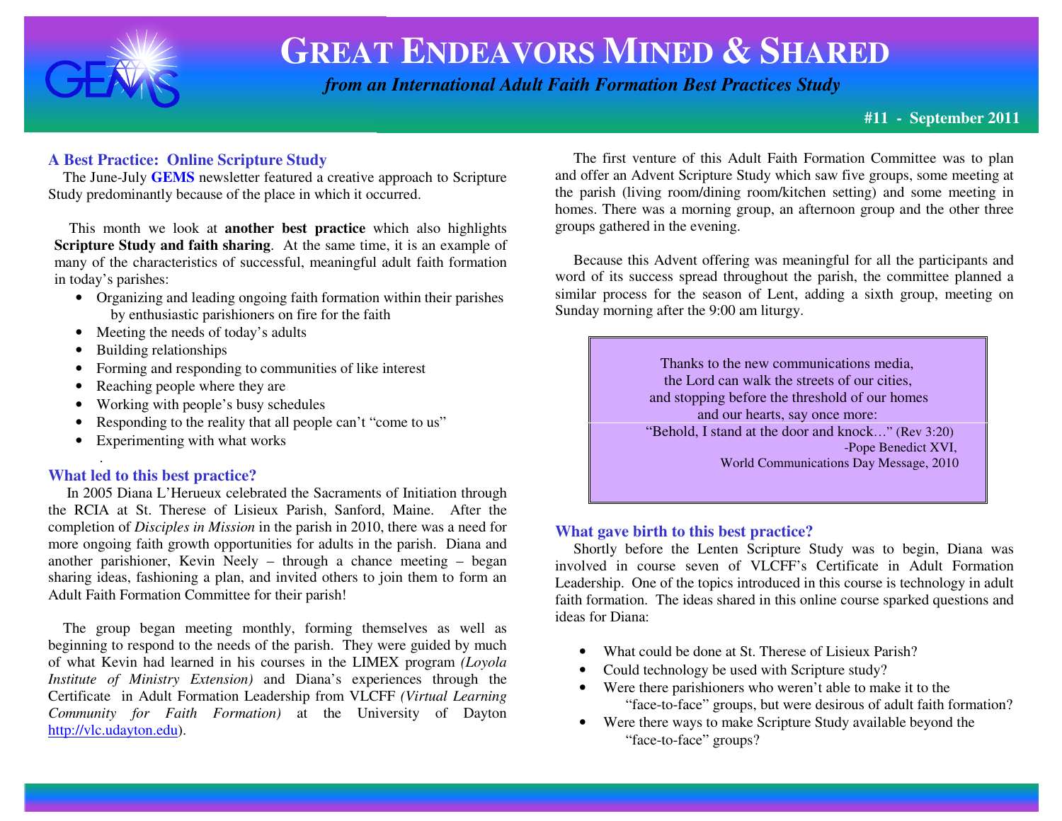# GREAT ENDEAVORS MINED & SHARED

*from an International Adult Faith Formation Best Practices Study*

**#11 - September 2011**

## A Best Practice: Online Scripture Study

The June-July **GEMS** newsletter featured a creative approach to Scripture Study predominantly because of the place in which it occurred.

This month we look at **another best practice** which also highlights **Scripture Study and faith sharing**. At the same time, it is an example of many of the characteristics of successful, meaningful adult faith formation in today's parishes:

- Organizing and leading ongoing faith formation within their parishes by enthusiastic parishioners on fire for the faith
- Meeting the needs of today's adults
- Building relationships
- Forming and responding to communities of like interest
- Reaching people where they are
- Working with people's busy schedules
- Responding to the reality that all people can't "come to us"
- Experimenting with what works

## What led to this best practice?

In 2005 Diana L'Herueux celebrated the Sacraments of Initiation through the RCIA at St. Therese of Lisieux Parish, Sanford, Maine. After the completion of *Disciples in Mission* in the parish in 2010, there was a need for more ongoing faith growth opportunities for adults in the parish. Diana and another parishioner, Kevin Neely – through a chance meeting – began sharing ideas, fashioning a plan, and invited others to join them to form an Adult Faith Formation Committee for their parish!

The group began meeting monthly, forming themselves as well as beginning to respond to the needs of the parish. They were guided by much of what Kevin had learned in his courses in the LIMEX program *(Loyola Institute of Ministry Extension)* and Diana's experiences through the Certificate in Adult Formation Leadership from VLCFF *(Virtual Learning Community for Faith Formation)* at the University of Dayton http://vlc.udayton.edu).

The first venture of this Adult Faith Formation Committee was to plan and offer an Advent Scripture Study which saw five groups, some meeting at the parish (living room/dining room/kitchen setting) and some meeting in homes. There was a morning group, an afternoon group and the other three groups gathered in the evening.

Because this Advent offering was meaningful for all the participants and word of its success spread throughout the parish, the committee planned a similar process for the season of Lent, adding a sixth group, meeting on Sunday morning after the 9:00 am liturgy.

> Thanks to the new communications media,
> the Lord can walk the streets of our cities,
> and stopping before the threshold of our homes
> and our hearts, say once more:
> "Behold, I stand at the door and knock…" (Rev 3:20)
>
> -Pope Benedict XVI,
> World Communications Day Message, 2010

## What gave birth to this best practice?

Shortly before the Lenten Scripture Study was to begin, Diana was involved in course seven of VLCFF's Certificate in Adult Formation Leadership. One of the topics introduced in this course is technology in adult faith formation. The ideas shared in this online course sparked questions and ideas for Diana:

- What could be done at St. Therese of Lisieux Parish?
- Could technology be used with Scripture study?
- Were there parishioners who weren't able to make it to the "face-to-face" groups, but were desirous of adult faith formation?
- Were there ways to make Scripture Study available beyond the "face-to-face" groups?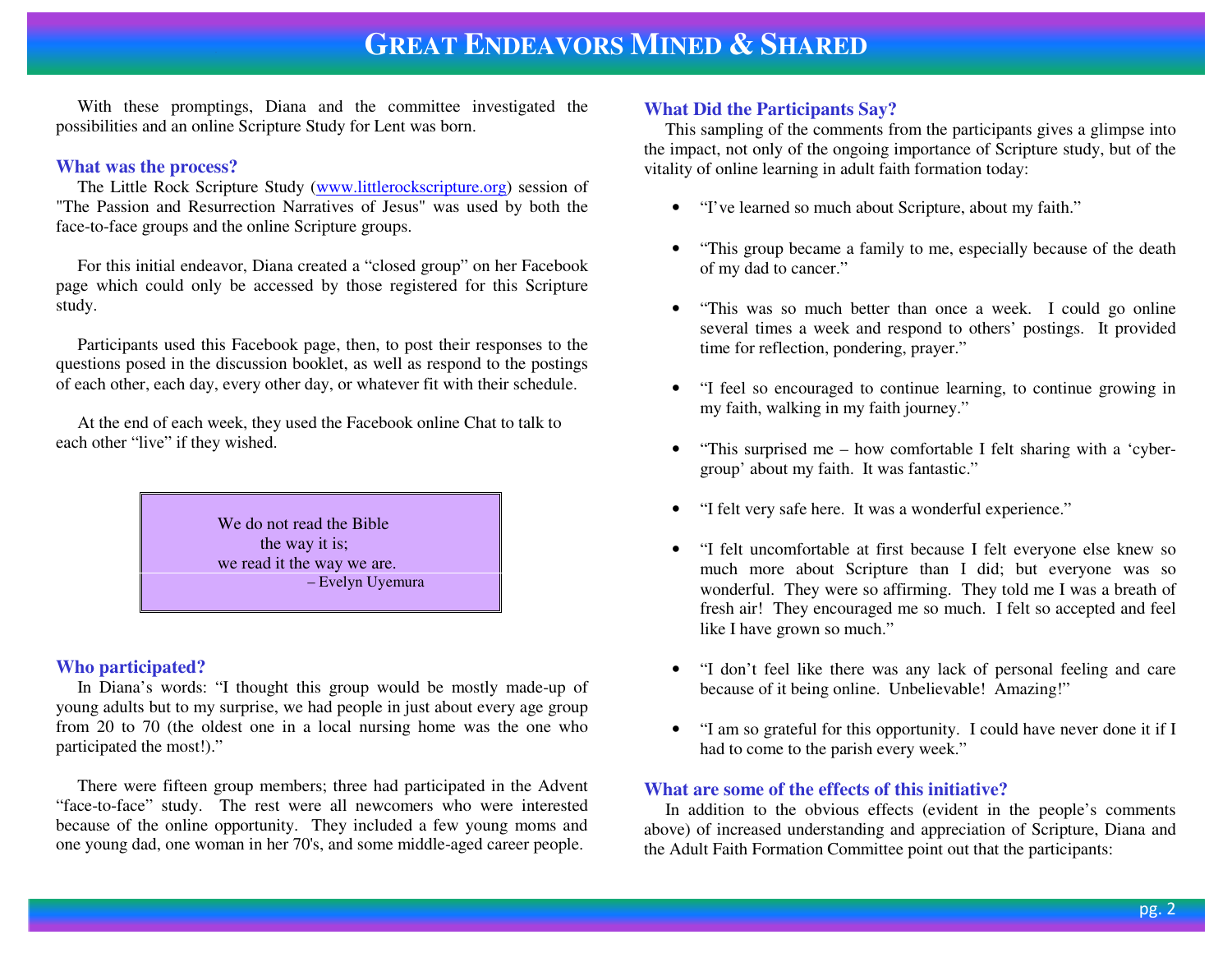With these promptings, Diana and the committee investigated the possibilities and an online Scripture Study for Lent was born.

### What was the process?

The Little Rock Scripture Study (www.littlerockscripture.org) session of "The Passion and Resurrection Narratives of Jesus" was used by both the face-to-face groups and the online Scripture groups.

For this initial endeavor, Diana created a “closed group” on her Facebook page which could only be accessed by those registered for this Scripture study.

Participants used this Facebook page, then, to post their responses to the questions posed in the discussion booklet, as well as respond to the postings of each other, each day, every other day, or whatever fit with their schedule.

At the end of each week, they used the Facebook online Chat to talk to each other “live” if they wished.

> We do not read the Bible
> the way it is;
> we read it the way we are.
> – Evelyn Uyemura

### Who participated?

In Diana’s words: “I thought this group would be mostly made-up of young adults but to my surprise, we had people in just about every age group from 20 to 70 (the oldest one in a local nursing home was the one who participated the most!).”

There were fifteen group members; three had participated in the Advent “face-to-face” study. The rest were all newcomers who were interested because of the online opportunity. They included a few young moms and one young dad, one woman in her 70's, and some middle-aged career people.

### What Did the Participants Say?

This sampling of the comments from the participants gives a glimpse into the impact, not only of the ongoing importance of Scripture study, but of the vitality of online learning in adult faith formation today:

- “I’ve learned so much about Scripture, about my faith.”
- “This group became a family to me, especially because of the death of my dad to cancer.”
- “This was so much better than once a week. I could go online several times a week and respond to others’ postings. It provided time for reflection, pondering, prayer.”
- “I feel so encouraged to continue learning, to continue growing in my faith, walking in my faith journey.”
- “This surprised me – how comfortable I felt sharing with a ‘cyber-group’ about my faith. It was fantastic.”
- “I felt very safe here. It was a wonderful experience.”
- “I felt uncomfortable at first because I felt everyone else knew so much more about Scripture than I did; but everyone was so wonderful. They were so affirming. They told me I was a breath of fresh air! They encouraged me so much. I felt so accepted and feel like I have grown so much.”
- “I don’t feel like there was any lack of personal feeling and care because of it being online. Unbelievable! Amazing!”
- “I am so grateful for this opportunity. I could have never done it if I had to come to the parish every week.”

### What are some of the effects of this initiative?

In addition to the obvious effects (evident in the people’s comments above) of increased understanding and appreciation of Scripture, Diana and the Adult Faith Formation Committee point out that the participants: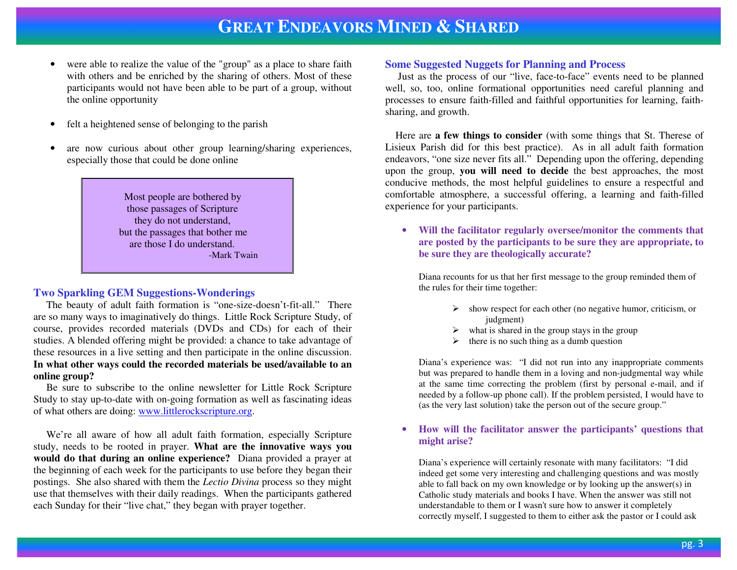- were able to realize the value of the "group" as a place to share faith with others and be enriched by the sharing of others. Most of these participants would not have been able to be part of a group, without the online opportunity

- felt a heightened sense of belonging to the parish

- are now curious about other group learning/sharing experiences, especially those that could be done online

> Most people are bothered by those passages of Scripture they do not understand, but the passages that bother me are those I do understand.
>
> -Mark Twain

## Two Sparkling GEM Suggestions-Wonderings

The beauty of adult faith formation is "one-size-doesn't-fit-all." There are so many ways to imaginatively do things. Little Rock Scripture Study, of course, provides recorded materials (DVDs and CDs) for each of their studies. A blended offering might be provided: a chance to take advantage of these resources in a live setting and then participate in the online discussion. **In what other ways could the recorded materials be used/available to an online group?**

Be sure to subscribe to the online newsletter for Little Rock Scripture Study to stay up-to-date with on-going formation as well as fascinating ideas of what others are doing: www.littlerockscripture.org.

We're all aware of how all adult faith formation, especially Scripture study, needs to be rooted in prayer. **What are the innovative ways you would do that during an online experience?** Diana provided a prayer at the beginning of each week for the participants to use before they began their postings. She also shared with them the *Lectio Divina* process so they might use that themselves with their daily readings. When the participants gathered each Sunday for their "live chat," they began with prayer together.

## Some Suggested Nuggets for Planning and Process

Just as the process of our "live, face-to-face" events need to be planned well, so, too, online formational opportunities need careful planning and processes to ensure faith-filled and faithful opportunities for learning, faith-sharing, and growth.

Here are **a few things to consider** (with some things that St. Therese of Lisieux Parish did for this best practice). As in all adult faith formation endeavors, "one size never fits all." Depending upon the offering, depending upon the group, **you will need to decide** the best approaches, the most conducive methods, the most helpful guidelines to ensure a respectful and comfortable atmosphere, a successful offering, a learning and faith-filled experience for your participants.

- **Will the facilitator regularly oversee/monitor the comments that are posted by the participants to be sure they are appropriate, to be sure they are theologically accurate?**

  Diana recounts for us that her first message to the group reminded them of the rules for their time together:

  - show respect for each other (no negative humor, criticism, or judgment)
  - what is shared in the group stays in the group
  - there is no such thing as a dumb question

  Diana's experience was: "I did not run into any inappropriate comments but was prepared to handle them in a loving and non-judgmental way while at the same time correcting the problem (first by personal e-mail, and if needed by a follow-up phone call). If the problem persisted, I would have to (as the very last solution) take the person out of the secure group."

- **How will the facilitator answer the participants' questions that might arise?**

  Diana's experience will certainly resonate with many facilitators: "I did indeed get some very interesting and challenging questions and was mostly able to fall back on my own knowledge or by looking up the answer(s) in Catholic study materials and books I have. When the answer was still not understandable to them or I wasn't sure how to answer it completely correctly myself, I suggested to them to either ask the pastor or I could ask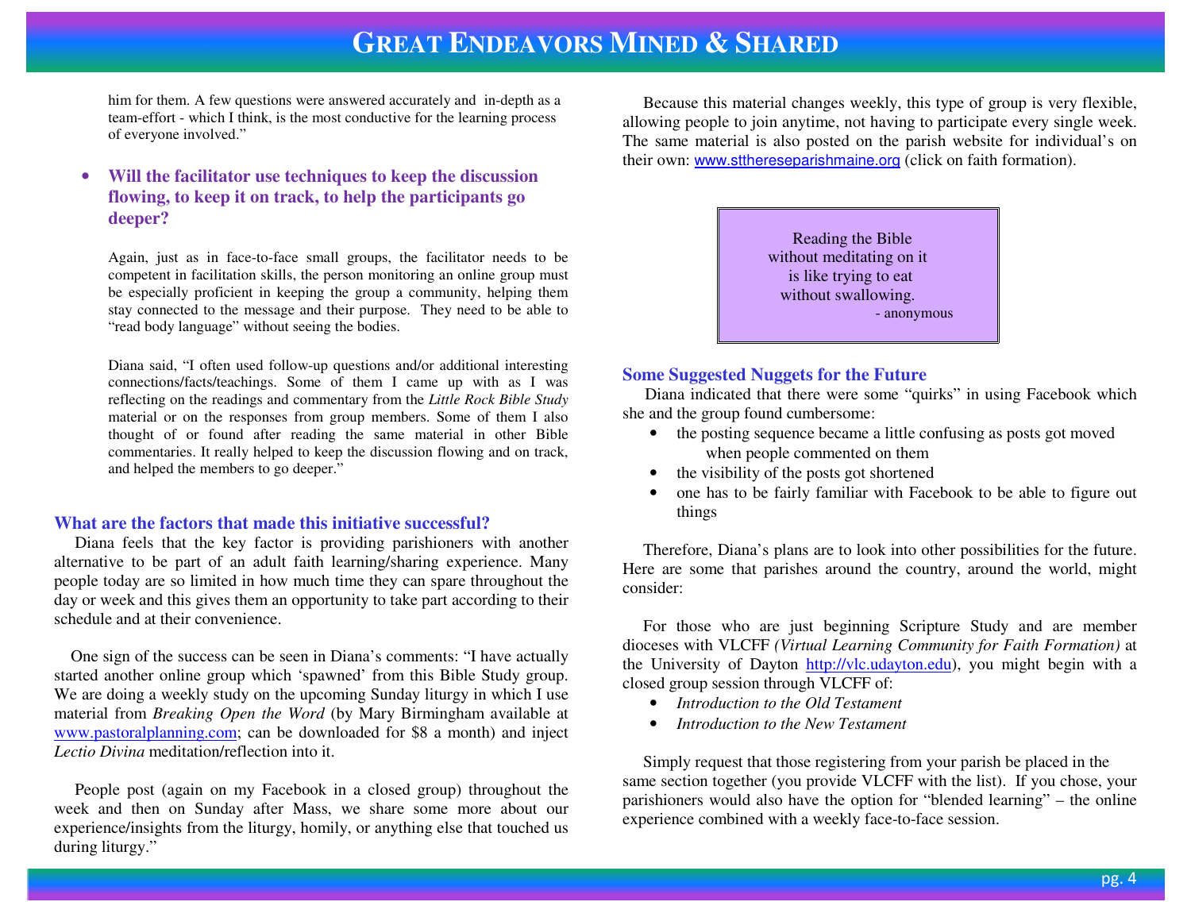him for them. A few questions were answered accurately and in-depth as a team-effort - which I think, is the most conductive for the learning process of everyone involved."

- **Will the facilitator use techniques to keep the discussion flowing, to keep it on track, to help the participants go deeper?**

Again, just as in face-to-face small groups, the facilitator needs to be competent in facilitation skills, the person monitoring an online group must be especially proficient in keeping the group a community, helping them stay connected to the message and their purpose. They need to be able to "read body language" without seeing the bodies.

Diana said, "I often used follow-up questions and/or additional interesting connections/facts/teachings. Some of them I came up with as I was reflecting on the readings and commentary from the *Little Rock Bible Study* material or on the responses from group members. Some of them I also thought of or found after reading the same material in other Bible commentaries. It really helped to keep the discussion flowing and on track, and helped the members to go deeper."

### What are the factors that made this initiative successful?

Diana feels that the key factor is providing parishioners with another alternative to be part of an adult faith learning/sharing experience. Many people today are so limited in how much time they can spare throughout the day or week and this gives them an opportunity to take part according to their schedule and at their convenience.

One sign of the success can be seen in Diana's comments: "I have actually started another online group which 'spawned' from this Bible Study group. We are doing a weekly study on the upcoming Sunday liturgy in which I use material from *Breaking Open the Word* (by Mary Birmingham available at www.pastoralplanning.com; can be downloaded for $8 a month) and inject *Lectio Divina* meditation/reflection into it.

People post (again on my Facebook in a closed group) throughout the week and then on Sunday after Mass, we share some more about our experience/insights from the liturgy, homily, or anything else that touched us during liturgy."

Because this material changes weekly, this type of group is very flexible, allowing people to join anytime, not having to participate every single week. The same material is also posted on the parish website for individual's on their own: www.sttheresepari shmaine.org (click on faith formation).

> Reading the Bible
> without meditating on it
> is like trying to eat
> without swallowing.
> - anonymous

### Some Suggested Nuggets for the Future

Diana indicated that there were some "quirks" in using Facebook which she and the group found cumbersome:

- the posting sequence became a little confusing as posts got moved when people commented on them
- the visibility of the posts got shortened
- one has to be fairly familiar with Facebook to be able to figure out things

Therefore, Diana's plans are to look into other possibilities for the future. Here are some that parishes around the country, around the world, might consider:

For those who are just beginning Scripture Study and are member dioceses with VLCFF *(Virtual Learning Community for Faith Formation)* at the University of Dayton http://vlc.udayton.edu), you might begin with a closed group session through VLCFF of:

- *Introduction to the Old Testament*
- *Introduction to the New Testament*

Simply request that those registering from your parish be placed in the same section together (you provide VLCFF with the list). If you chose, your parishioners would also have the option for "blended learning" – the online experience combined with a weekly face-to-face session.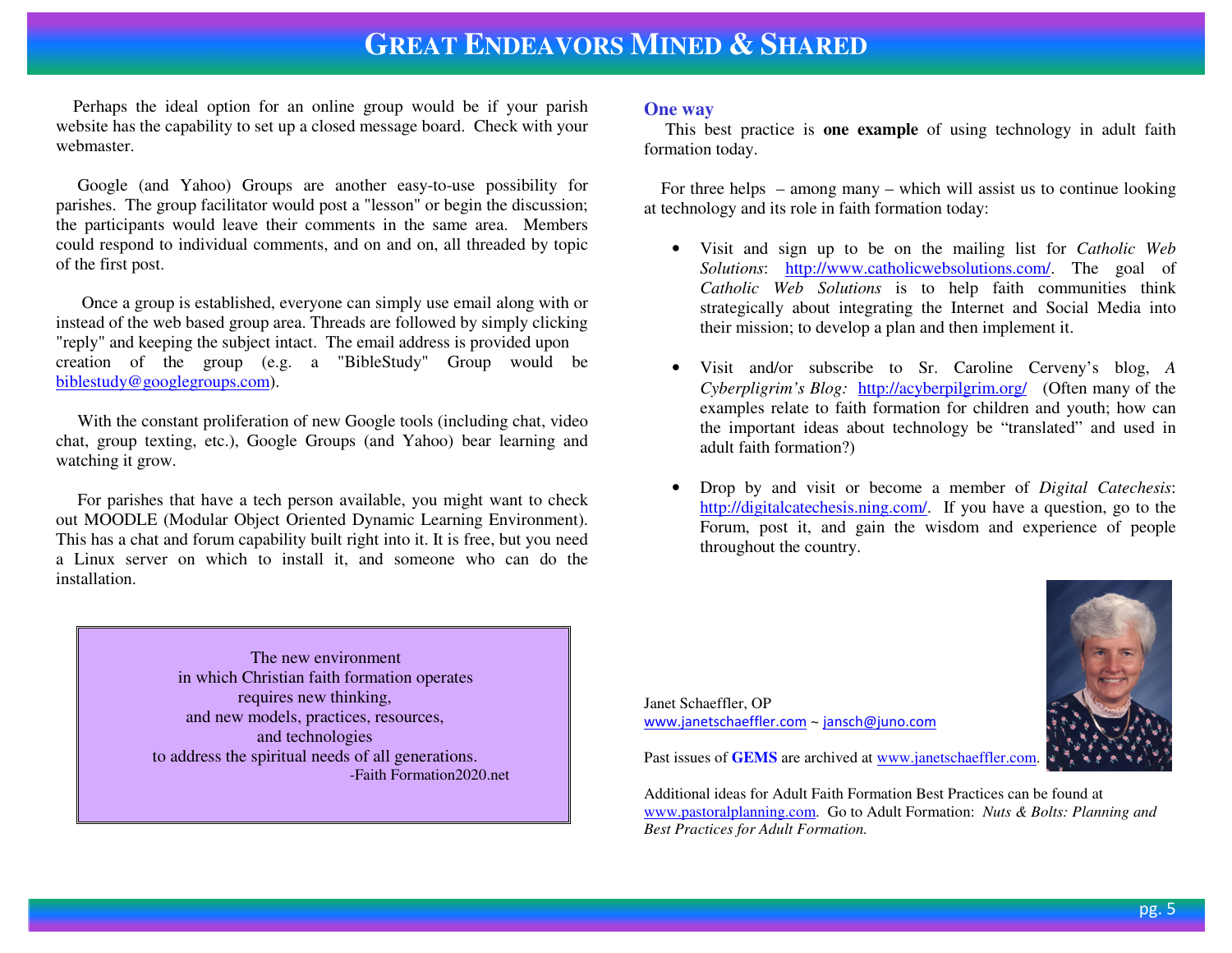Perhaps the ideal option for an online group would be if your parish website has the capability to set up a closed message board. Check with your webmaster.

Google (and Yahoo) Groups are another easy-to-use possibility for parishes. The group facilitator would post a "lesson" or begin the discussion; the participants would leave their comments in the same area. Members could respond to individual comments, and on and on, all threaded by topic of the first post.

Once a group is established, everyone can simply use email along with or instead of the web based group area. Threads are followed by simply clicking "reply" and keeping the subject intact. The email address is provided upon creation of the group (e.g. a "BibleStudy" Group would be biblestudy@googlegroups.com).

With the constant proliferation of new Google tools (including chat, video chat, group texting, etc.), Google Groups (and Yahoo) bear learning and watching it grow.

For parishes that have a tech person available, you might want to check out MOODLE (Modular Object Oriented Dynamic Learning Environment). This has a chat and forum capability built right into it. It is free, but you need a Linux server on which to install it, and someone who can do the installation.

> The new environment
> in which Christian faith formation operates
> requires new thinking,
> and new models, practices, resources,
> and technologies
> to address the spiritual needs of all generations.
> -Faith Formation2020.net

### One way

This best practice is **one example** of using technology in adult faith formation today.

For three helps – among many – which will assist us to continue looking at technology and its role in faith formation today:

- Visit and sign up to be on the mailing list for *Catholic Web Solutions*: http://www.catholicwebsolutions.com/. The goal of *Catholic Web Solutions* is to help faith communities think strategically about integrating the Internet and Social Media into their mission; to develop a plan and then implement it.
- Visit and/or subscribe to Sr. Caroline Cerveny's blog, *A Cyberpligrim's Blog:* http://acyberpilgrim.org/ (Often many of the examples relate to faith formation for children and youth; how can the important ideas about technology be "translated" and used in adult faith formation?)
- Drop by and visit or become a member of *Digital Catechesis*: http://digitalcatechesis.ning.com/. If you have a question, go to the Forum, post it, and gain the wisdom and experience of people throughout the country.

Janet Schaeffler, OP
www.janetschaeffler.com ~ jansch@juno.com

Past issues of **GEMS** are archived at www.janetschaeffler.com.

Additional ideas for Adult Faith Formation Best Practices can be found at www.pastoralplanning.com. Go to Adult Formation: *Nuts & Bolts: Planning and Best Practices for Adult Formation.*